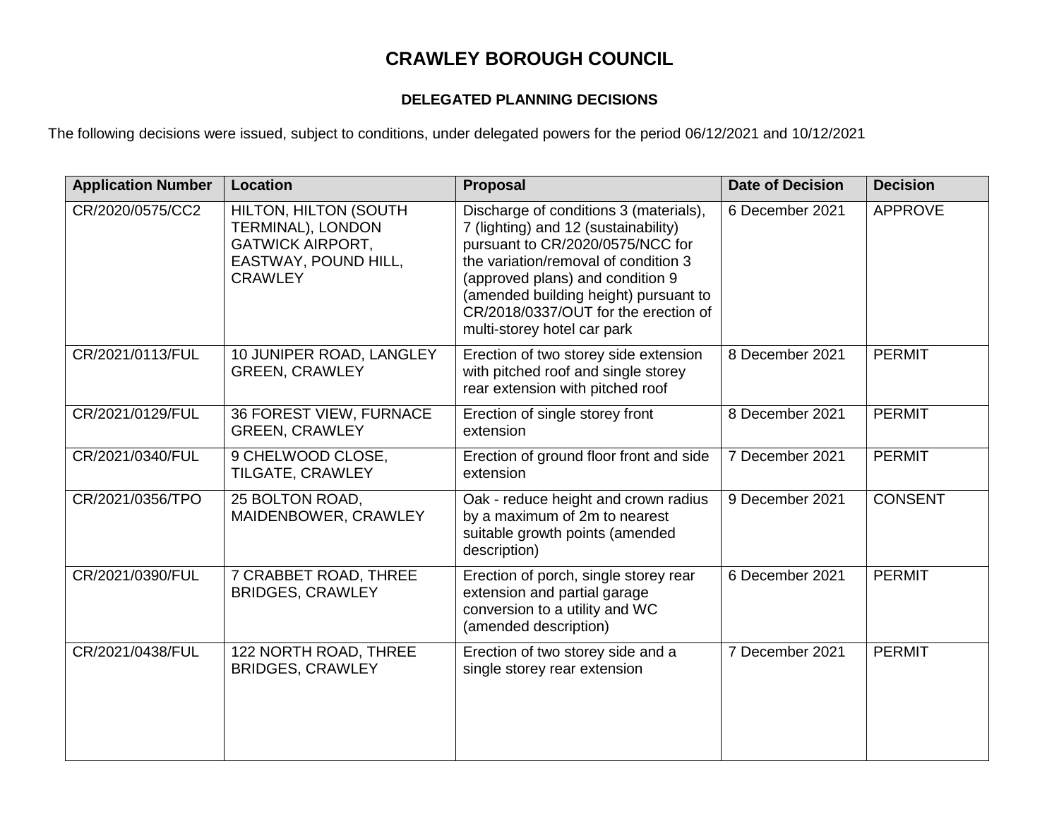# CRAWLEY BOROUGH COUNCIL

## DELEGATED PLANNING DECISIONS

The following decisions were issued, subject to conditions, under delegated powers for the period 06/12/2021 and 10/12/2021

| Application Number | Location | Proposal | Date of Decision | Decision |
|---|---|---|---|---|
| CR/2020/0575/CC2 | HILTON, HILTON (SOUTH TERMINAL), LONDON GATWICK AIRPORT, EASTWAY, POUND HILL, CRAWLEY | Discharge of conditions 3 (materials), 7 (lighting) and 12 (sustainability) pursuant to CR/2020/0575/NCC for the variation/removal of condition 3 (approved plans) and condition 9 (amended building height) pursuant to CR/2018/0337/OUT for the erection of multi-storey hotel car park | 6 December 2021 | APPROVE |
| CR/2021/0113/FUL | 10 JUNIPER ROAD, LANGLEY GREEN, CRAWLEY | Erection of two storey side extension with pitched roof and single storey rear extension with pitched roof | 8 December 2021 | PERMIT |
| CR/2021/0129/FUL | 36 FOREST VIEW, FURNACE GREEN, CRAWLEY | Erection of single storey front extension | 8 December 2021 | PERMIT |
| CR/2021/0340/FUL | 9 CHELWOOD CLOSE, TILGATE, CRAWLEY | Erection of ground floor front and side extension | 7 December 2021 | PERMIT |
| CR/2021/0356/TPO | 25 BOLTON ROAD, MAIDENBOWER, CRAWLEY | Oak - reduce height and crown radius by a maximum of 2m to nearest suitable growth points (amended description) | 9 December 2021 | CONSENT |
| CR/2021/0390/FUL | 7 CRABBET ROAD, THREE BRIDGES, CRAWLEY | Erection of porch, single storey rear extension and partial garage conversion to a utility and WC (amended description) | 6 December 2021 | PERMIT |
| CR/2021/0438/FUL | 122 NORTH ROAD, THREE BRIDGES, CRAWLEY | Erection of two storey side and a single storey rear extension | 7 December 2021 | PERMIT |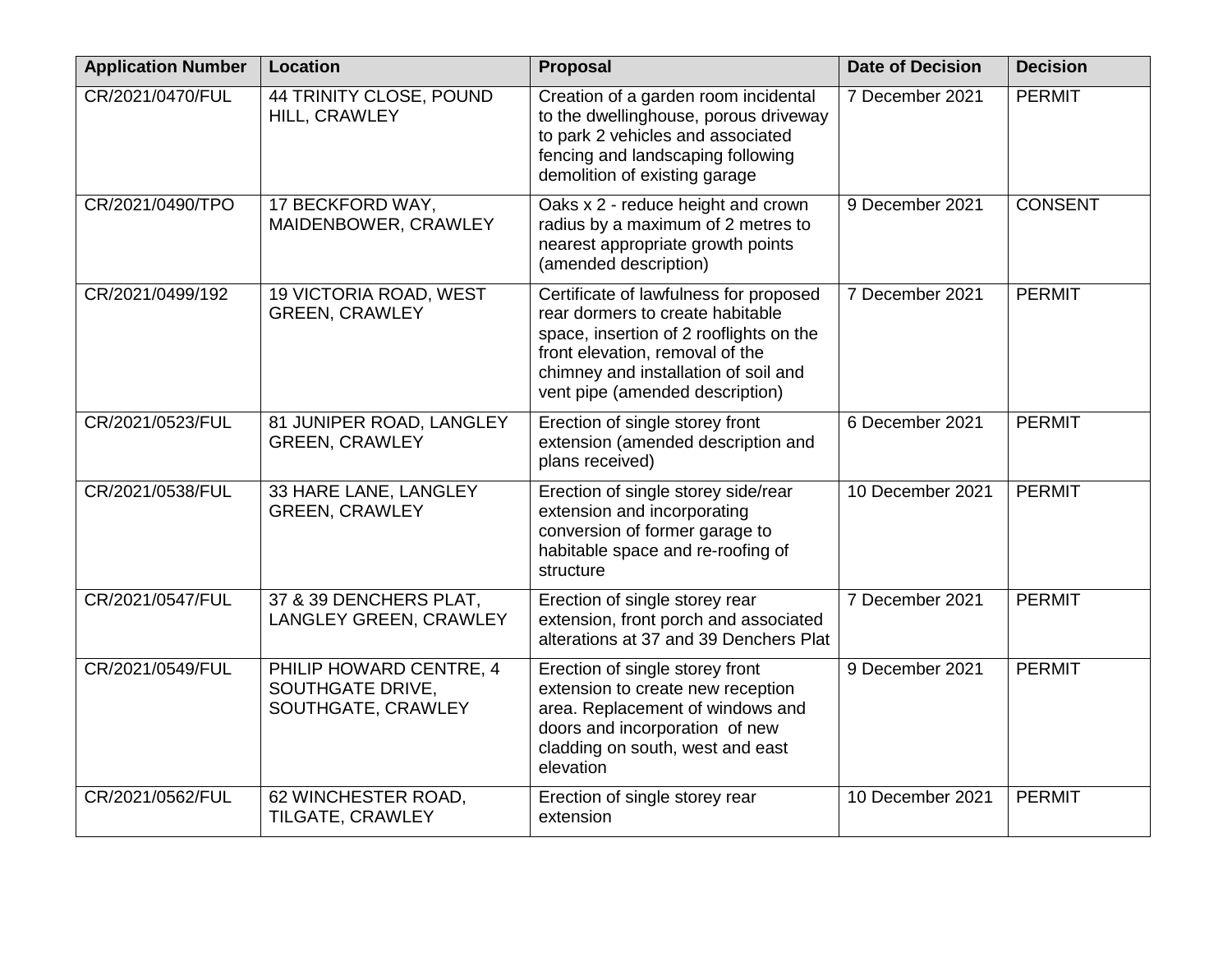| Application Number | Location | Proposal | Date of Decision | Decision |
|---|---|---|---|---|
| CR/2021/0470/FUL | 44 TRINITY CLOSE, POUND HILL, CRAWLEY | Creation of a garden room incidental to the dwellinghouse, porous driveway to park 2 vehicles and associated fencing and landscaping following demolition of existing garage | 7 December 2021 | PERMIT |
| CR/2021/0490/TPO | 17 BECKFORD WAY, MAIDENBOWER, CRAWLEY | Oaks x 2 - reduce height and crown radius by a maximum of 2 metres to nearest appropriate growth points (amended description) | 9 December 2021 | CONSENT |
| CR/2021/0499/192 | 19 VICTORIA ROAD, WEST GREEN, CRAWLEY | Certificate of lawfulness for proposed rear dormers to create habitable space, insertion of 2 rooflights on the front elevation, removal of the chimney and installation of soil and vent pipe (amended description) | 7 December 2021 | PERMIT |
| CR/2021/0523/FUL | 81 JUNIPER ROAD, LANGLEY GREEN, CRAWLEY | Erection of single storey front extension (amended description and plans received) | 6 December 2021 | PERMIT |
| CR/2021/0538/FUL | 33 HARE LANE, LANGLEY GREEN, CRAWLEY | Erection of single storey side/rear extension and incorporating conversion of former garage to habitable space and re-roofing of structure | 10 December 2021 | PERMIT |
| CR/2021/0547/FUL | 37 & 39 DENCHERS PLAT, LANGLEY GREEN, CRAWLEY | Erection of single storey rear extension, front porch and associated alterations at 37 and 39 Denchers Plat | 7 December 2021 | PERMIT |
| CR/2021/0549/FUL | PHILIP HOWARD CENTRE, 4 SOUTHGATE DRIVE, SOUTHGATE, CRAWLEY | Erection of single storey front extension to create new reception area. Replacement of windows and doors and incorporation of new cladding on south, west and east elevation | 9 December 2021 | PERMIT |
| CR/2021/0562/FUL | 62 WINCHESTER ROAD, TILGATE, CRAWLEY | Erection of single storey rear extension | 10 December 2021 | PERMIT |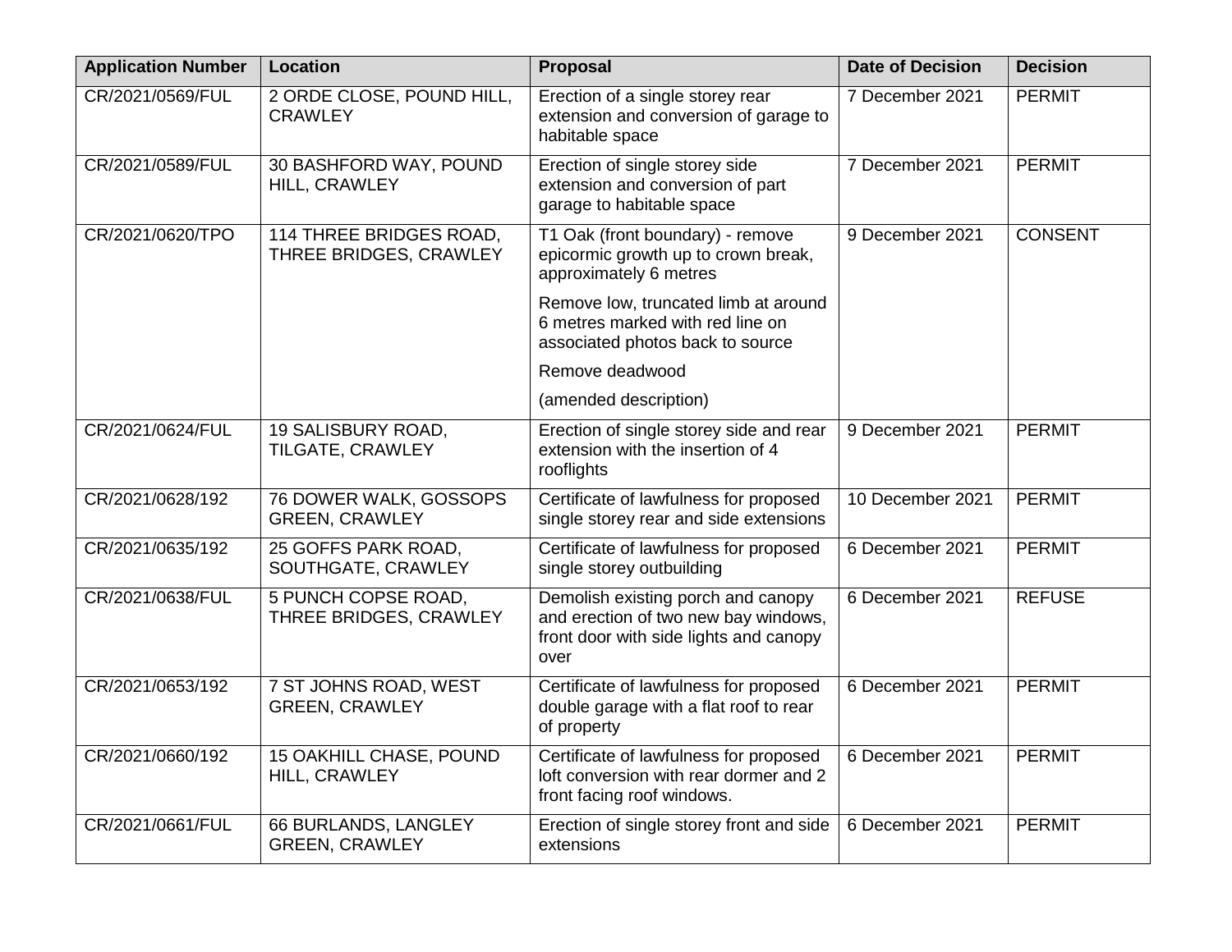| Application Number | Location | Proposal | Date of Decision | Decision |
|---|---|---|---|---|
| CR/2021/0569/FUL | 2 ORDE CLOSE, POUND HILL, CRAWLEY | Erection of a single storey rear extension and conversion of garage to habitable space | 7 December 2021 | PERMIT |
| CR/2021/0589/FUL | 30 BASHFORD WAY, POUND HILL, CRAWLEY | Erection of single storey side extension and conversion of part garage to habitable space | 7 December 2021 | PERMIT |
| CR/2021/0620/TPO | 114 THREE BRIDGES ROAD, THREE BRIDGES, CRAWLEY | T1 Oak (front boundary) - remove epicormic growth up to crown break, approximately 6 metres<br><br>Remove low, truncated limb at around 6 metres marked with red line on associated photos back to source<br><br>Remove deadwood<br><br>(amended description) | 9 December 2021 | CONSENT |
| CR/2021/0624/FUL | 19 SALISBURY ROAD, TILGATE, CRAWLEY | Erection of single storey side and rear extension with the insertion of 4 rooflights | 9 December 2021 | PERMIT |
| CR/2021/0628/192 | 76 DOWER WALK, GOSSOPS GREEN, CRAWLEY | Certificate of lawfulness for proposed single storey rear and side extensions | 10 December 2021 | PERMIT |
| CR/2021/0635/192 | 25 GOFFS PARK ROAD, SOUTHGATE, CRAWLEY | Certificate of lawfulness for proposed single storey outbuilding | 6 December 2021 | PERMIT |
| CR/2021/0638/FUL | 5 PUNCH COPSE ROAD, THREE BRIDGES, CRAWLEY | Demolish existing porch and canopy and erection of two new bay windows, front door with side lights and canopy over | 6 December 2021 | REFUSE |
| CR/2021/0653/192 | 7 ST JOHNS ROAD, WEST GREEN, CRAWLEY | Certificate of lawfulness for proposed double garage with a flat roof to rear of property | 6 December 2021 | PERMIT |
| CR/2021/0660/192 | 15 OAKHILL CHASE, POUND HILL, CRAWLEY | Certificate of lawfulness for proposed loft conversion with rear dormer and 2 front facing roof windows. | 6 December 2021 | PERMIT |
| CR/2021/0661/FUL | 66 BURLANDS, LANGLEY GREEN, CRAWLEY | Erection of single storey front and side extensions | 6 December 2021 | PERMIT |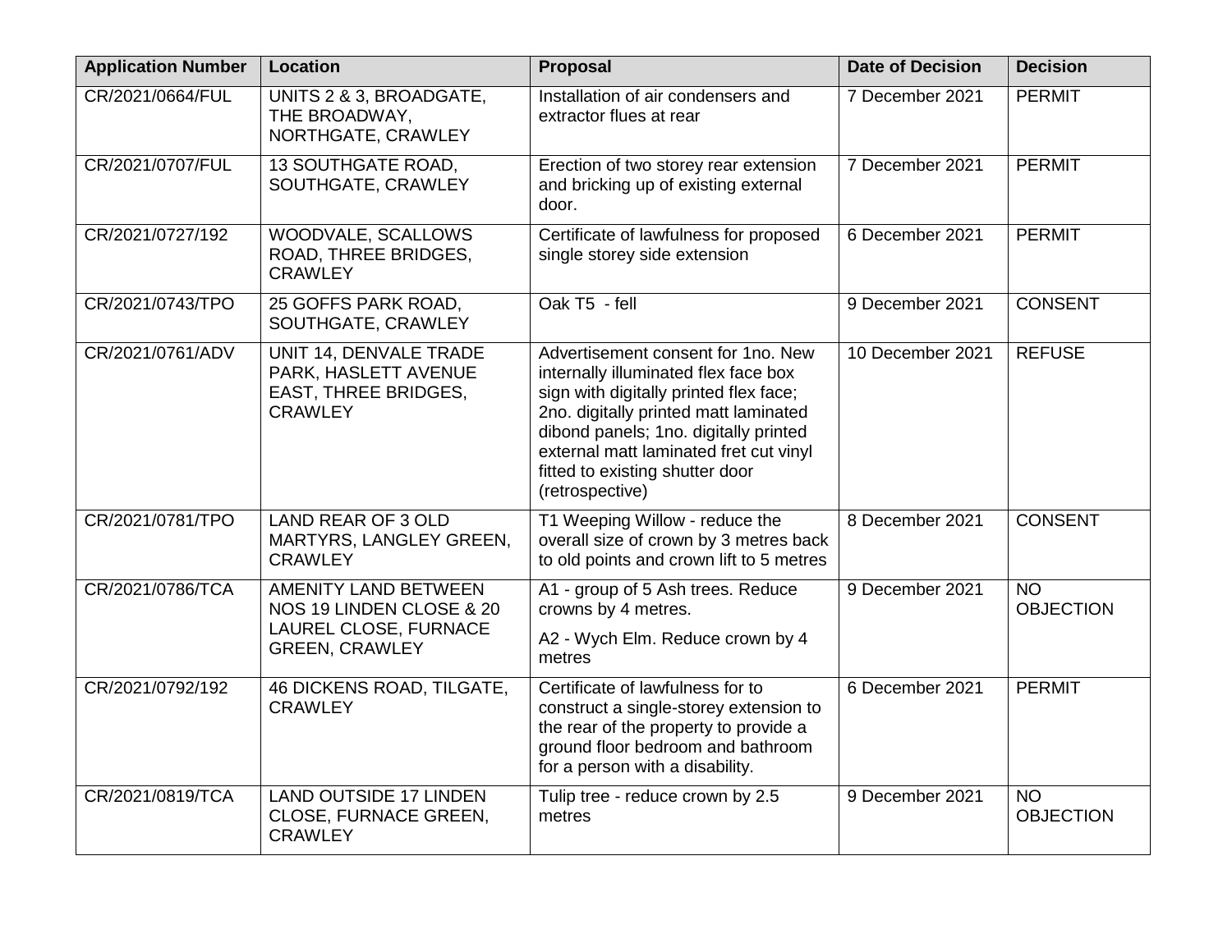| Application Number | Location | Proposal | Date of Decision | Decision |
|---|---|---|---|---|
| CR/2021/0664/FUL | UNITS 2 & 3, BROADGATE, THE BROADWAY, NORTHGATE, CRAWLEY | Installation of air condensers and extractor flues at rear | 7 December 2021 | PERMIT |
| CR/2021/0707/FUL | 13 SOUTHGATE ROAD, SOUTHGATE, CRAWLEY | Erection of two storey rear extension and bricking up of existing external door. | 7 December 2021 | PERMIT |
| CR/2021/0727/192 | WOODVALE, SCALLOWS ROAD, THREE BRIDGES, CRAWLEY | Certificate of lawfulness for proposed single storey side extension | 6 December 2021 | PERMIT |
| CR/2021/0743/TPO | 25 GOFFS PARK ROAD, SOUTHGATE, CRAWLEY | Oak T5 - fell | 9 December 2021 | CONSENT |
| CR/2021/0761/ADV | UNIT 14, DENVALE TRADE PARK, HASLETT AVENUE EAST, THREE BRIDGES, CRAWLEY | Advertisement consent for 1no. New internally illuminated flex face box sign with digitally printed flex face; 2no. digitally printed matt laminated dibond panels; 1no. digitally printed external matt laminated fret cut vinyl fitted to existing shutter door (retrospective) | 10 December 2021 | REFUSE |
| CR/2021/0781/TPO | LAND REAR OF 3 OLD MARTYRS, LANGLEY GREEN, CRAWLEY | T1 Weeping Willow - reduce the overall size of crown by 3 metres back to old points and crown lift to 5 metres | 8 December 2021 | CONSENT |
| CR/2021/0786/TCA | AMENITY LAND BETWEEN NOS 19 LINDEN CLOSE & 20 LAUREL CLOSE, FURNACE GREEN, CRAWLEY | A1 - group of 5 Ash trees. Reduce crowns by 4 metres.<br>A2 - Wych Elm. Reduce crown by 4 metres | 9 December 2021 | NO OBJECTION |
| CR/2021/0792/192 | 46 DICKENS ROAD, TILGATE, CRAWLEY | Certificate of lawfulness for to construct a single-storey extension to the rear of the property to provide a ground floor bedroom and bathroom for a person with a disability. | 6 December 2021 | PERMIT |
| CR/2021/0819/TCA | LAND OUTSIDE 17 LINDEN CLOSE, FURNACE GREEN, CRAWLEY | Tulip tree - reduce crown by 2.5 metres | 9 December 2021 | NO OBJECTION |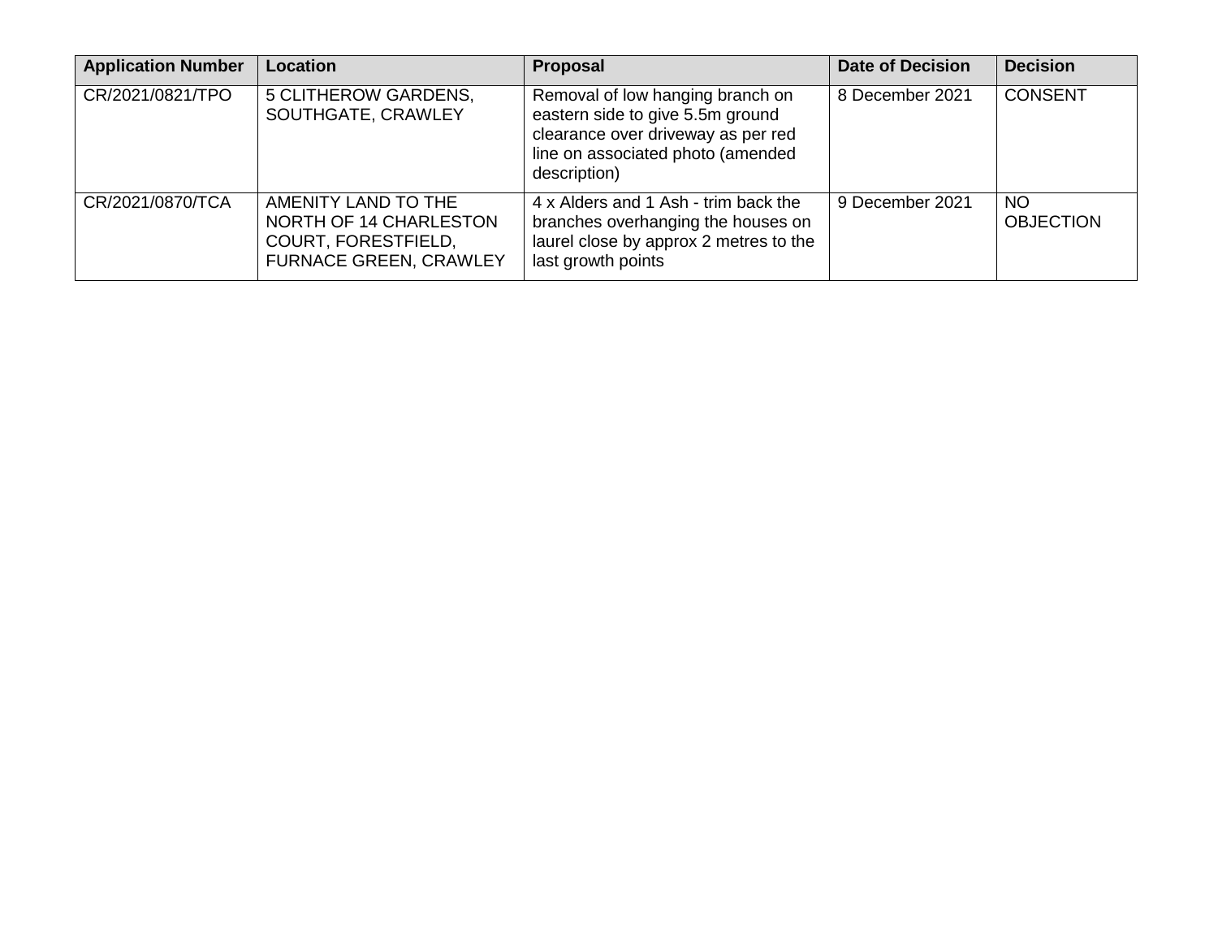| Application Number | Location | Proposal | Date of Decision | Decision |
|---|---|---|---|---|
| CR/2021/0821/TPO | 5 CLITHEROW GARDENS, SOUTHGATE, CRAWLEY | Removal of low hanging branch on eastern side to give 5.5m ground clearance over driveway as per red line on associated photo (amended description) | 8 December 2021 | CONSENT |
| CR/2021/0870/TCA | AMENITY LAND TO THE NORTH OF 14 CHARLESTON COURT, FORESTFIELD, FURNACE GREEN, CRAWLEY | 4 x Alders and 1 Ash - trim back the branches overhanging the houses on laurel close by approx 2 metres to the last growth points | 9 December 2021 | NO OBJECTION |